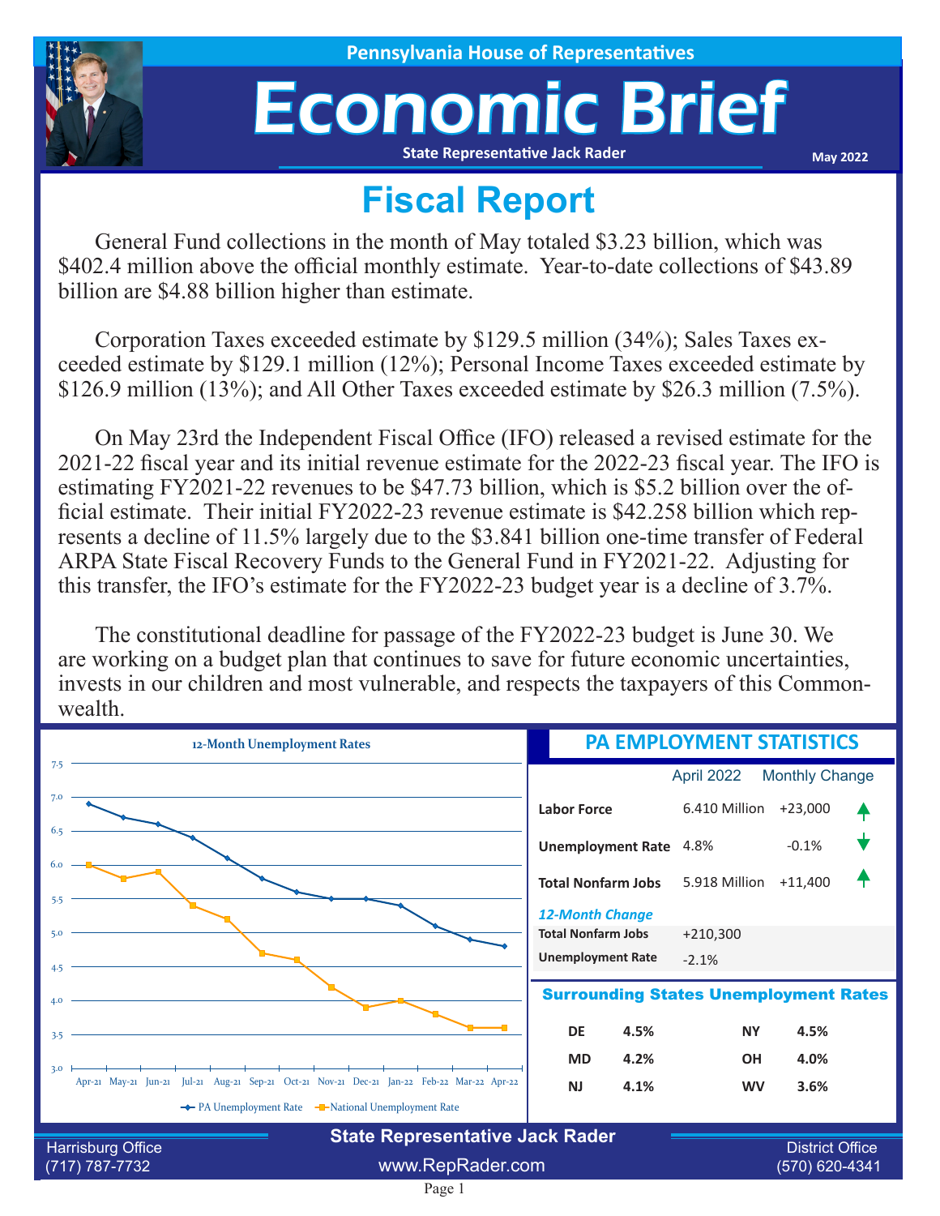Pennsylvania House of Representatives

# Economic Brief

State Representative Jack Rader

May 2022

## Fiscal Report

General Fund collections in the month of May totaled $3.23 billion, which was $402.4 million above the official monthly estimate. Year-to-date collections of $43.89 billion are $4.88 billion higher than estimate.

Corporation Taxes exceeded estimate by $129.5 million (34%); Sales Taxes exceeded estimate by $129.1 million (12%); Personal Income Taxes exceeded estimate by $126.9 million (13%); and All Other Taxes exceeded estimate by $26.3 million (7.5%).

On May 23rd the Independent Fiscal Office (IFO) released a revised estimate for the 2021-22 fiscal year and its initial revenue estimate for the 2022-23 fiscal year. The IFO is estimating FY2021-22 revenues to be $47.73 billion, which is $5.2 billion over the official estimate. Their initial FY2022-23 revenue estimate is $42.258 billion which represents a decline of 11.5% largely due to the $3.841 billion one-time transfer of Federal ARPA State Fiscal Recovery Funds to the General Fund in FY2021-22. Adjusting for this transfer, the IFO's estimate for the FY2022-23 budget year is a decline of 3.7%.

The constitutional deadline for passage of the FY2022-23 budget is June 30. We are working on a budget plan that continues to save for future economic uncertainties, invests in our children and most vulnerable, and respects the taxpayers of this Commonwealth.

### 12-Month Unemployment Rates

| Month | PA Unemployment Rate | National Unemployment Rate |
|---|---|---|
| Apr-21 | 6.9 | 6.0 |
| May-21 | 6.7 | 5.8 |
| Jun-21 | 6.6 | 5.9 |
| Jul-21 | 6.4 | 5.4 |
| Aug-21 | 6.1 | 5.2 |
| Sep-21 | 5.8 | 4.7 |
| Oct-21 | 5.6 | 4.6 |
| Nov-21 | 5.5 | 4.2 |
| Dec-21 | 5.5 | 3.9 |
| Jan-22 | 5.4 | 4.0 |
| Feb-22 | 5.1 | 3.8 |
| Mar-22 | 4.9 | 3.6 |
| Apr-22 | 4.8 | 3.6 |

### PA EMPLOYMENT STATISTICS

| | April 2022 | Monthly Change |
|---|---|---|
| Labor Force | 6.410 Million | +23,000 ↑ |
| Unemployment Rate | 4.8% | -0.1% ↓ |
| Total Nonfarm Jobs | 5.918 Million | +11,400 ↑ |

*12-Month Change*

| | |
|---|---|
| Total Nonfarm Jobs | +210,300 |
| Unemployment Rate | -2.1% |

### Surrounding States Unemployment Rates

| State | Rate | State | Rate |
|---|---|---|---|
| DE | 4.5% | NY | 4.5% |
| MD | 4.2% | OH | 4.0% |
| NJ | 4.1% | WV | 3.6% |

**State Representative Jack Rader**

Harrisburg Office (717) 787-7732 | www.RepRader.com | District Office (570) 620-4341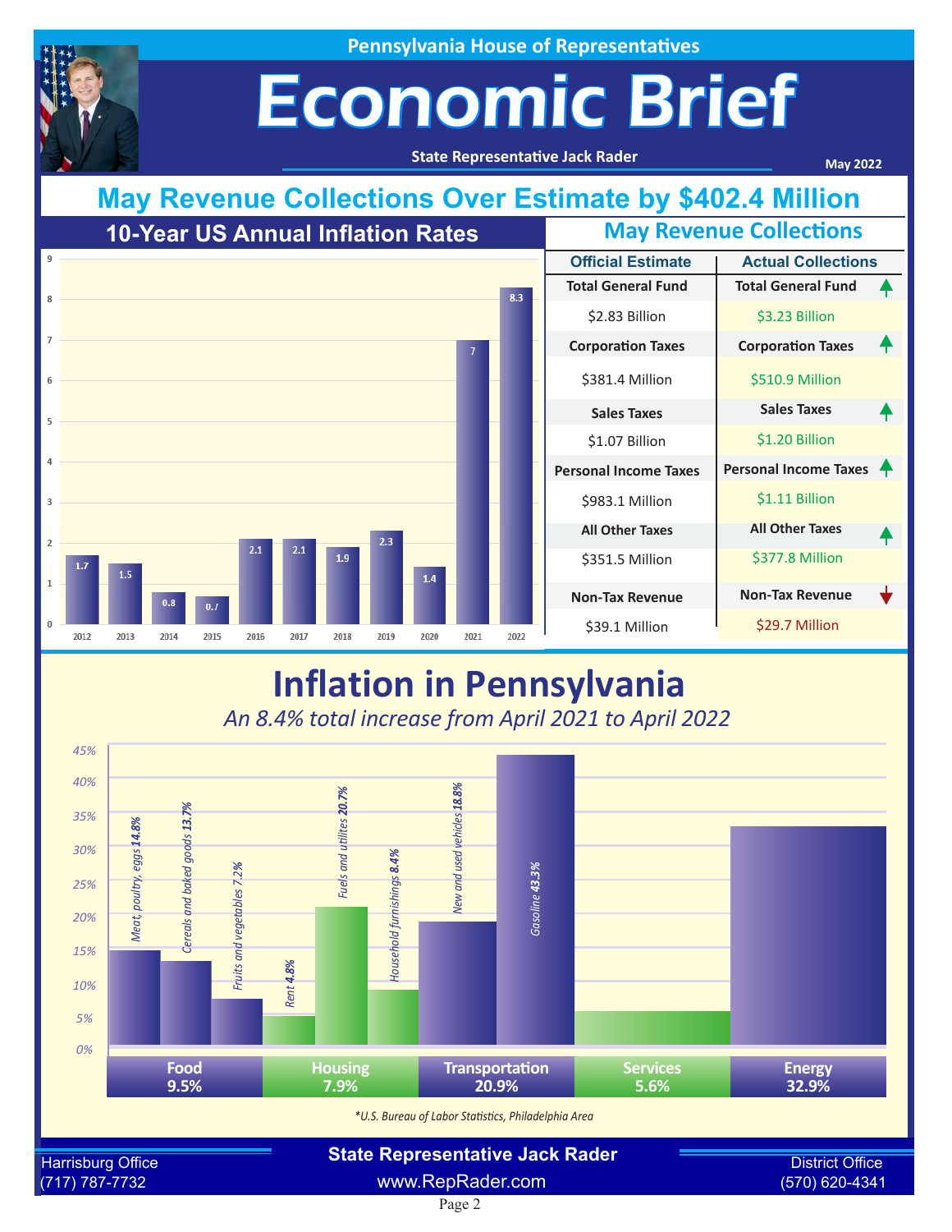Pennsylvania House of Representatives

# Economic Brief

State Representative Jack Rader

May 2022

## May Revenue Collections Over Estimate by $402.4 Million

### 10-Year US Annual Inflation Rates

9
8
7
6
5
4
3
2
1
0

2012: 1.7
2013: 1.5
2014: 0.8
2015: 0.7
2016: 2.1
2017: 2.1
2018: 1.9
2019: 2.3
2020: 1.4
2021: 7
2022: 8.3

### May Revenue Collections

| Official Estimate | Actual Collections |
|---|---|
| **Total General Fund** | **Total General Fund** ▲ |
| $2.83 Billion | $3.23 Billion |
| **Corporation Taxes** | **Corporation Taxes** ▲ |
| $381.4 Million | $510.9 Million |
| **Sales Taxes** | **Sales Taxes** ▲ |
| $1.07 Billion | $1.20 Billion |
| **Personal Income Taxes** | **Personal Income Taxes** ▲ |
| $983.1 Million | $1.11 Billion |
| **All Other Taxes** | **All Other Taxes** ▲ |
| $351.5 Million | $377.8 Million |
| **Non-Tax Revenue** | **Non-Tax Revenue** ▼ |
| $39.1 Million | $29.7 Million |

## Inflation in Pennsylvania

*An 8.4% total increase from April 2021 to April 2022*

45%
40%
35%
30%
25%
20%
15%
10%
5%
0%

*Meat, poultry, eggs* ***14.8%***
*Cereals and baked goods* ***13.7%***
*Fruits and vegetables 7.2%*
*Rent* ***4.8%***
*Fuels and utilites* ***20.7%***
*Household furnishings* ***8.4%***
*New and used vehicles* ***18.8%***
*Gasoline* ***43.3%***

**Food** 9.5%
**Housing** 7.9%
**Transportation** 20.9%
**Services** 5.6%
**Energy** 32.9%

*\*U.S. Bureau of Labor Statistics, Philadelphia Area*

**State Representative Jack Rader**

Harrisburg Office
(717) 787-7732

www.RepRader.com

District Office
(570) 620-4341